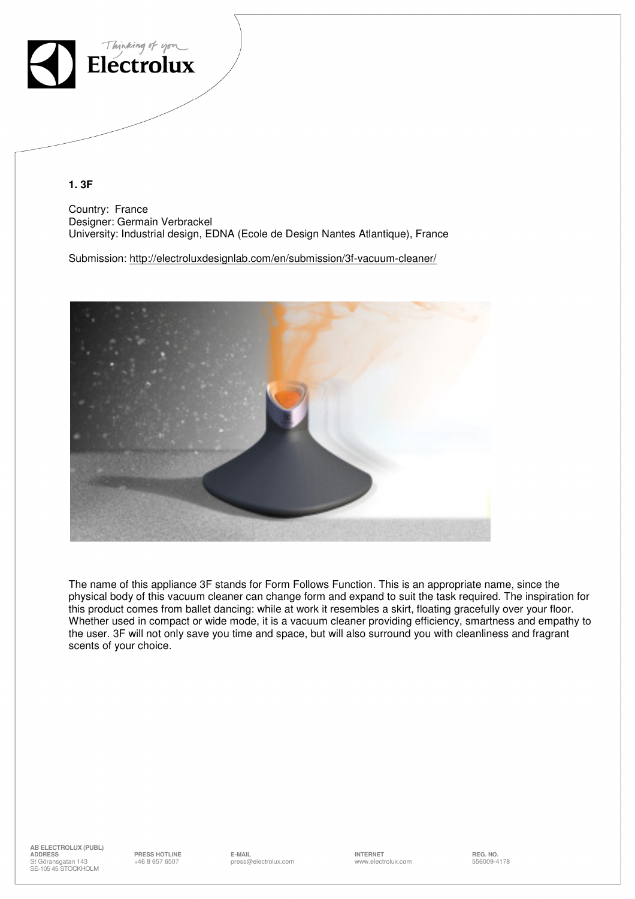## 1. 3F

Country: France
Designer: Germain Verbrackel
University: Industrial design, EDNA (Ecole de Design Nantes Atlantique), France

Submission: http://electroluxdesignlab.com/en/submission/3f-vacuum-cleaner/

The name of this appliance 3F stands for Form Follows Function. This is an appropriate name, since the physical body of this vacuum cleaner can change form and expand to suit the task required. The inspiration for this product comes from ballet dancing: while at work it resembles a skirt, floating gracefully over your floor. Whether used in compact or wide mode, it is a vacuum cleaner providing efficiency, smartness and empathy to the user. 3F will not only save you time and space, but will also surround you with cleanliness and fragrant scents of your choice.

**AB ELECTROLUX (PUBL)**
**ADDRESS**
St Göransgatan 143
SE-105 45 STOCKHOLM

**PRESS HOTLINE**
+46 8 657 6507

**E-MAIL**
press@electrolux.com

**INTERNET**
www.electrolux.com

**REG. NO.**
556009-4178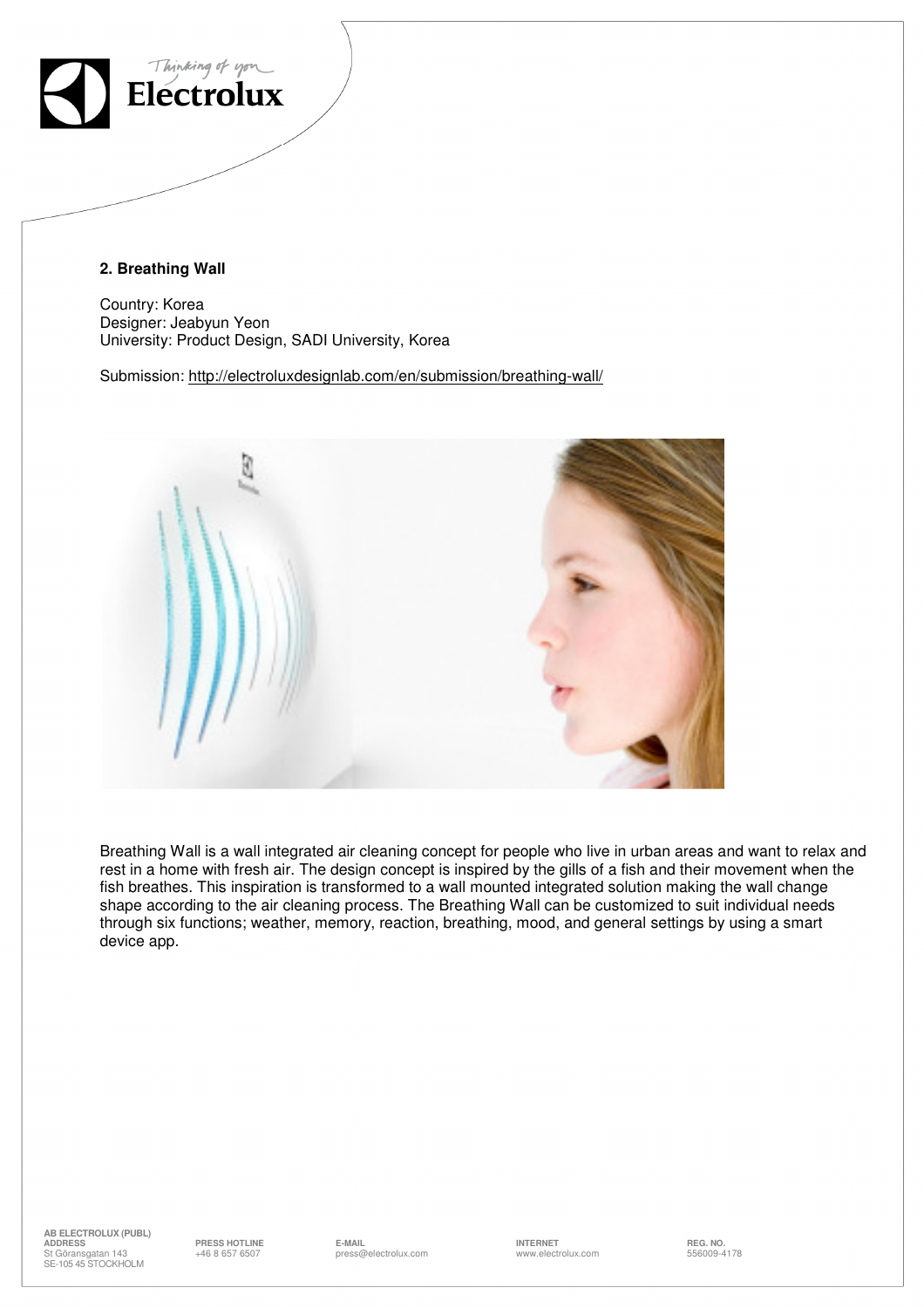## 2. Breathing Wall

Country: Korea
Designer: Jeabyun Yeon
University: Product Design, SADI University, Korea

Submission: http://electroluxdesignlab.com/en/submission/breathing-wall/

Breathing Wall is a wall integrated air cleaning concept for people who live in urban areas and want to relax and rest in a home with fresh air. The design concept is inspired by the gills of a fish and their movement when the fish breathes. This inspiration is transformed to a wall mounted integrated solution making the wall change shape according to the air cleaning process. The Breathing Wall can be customized to suit individual needs through six functions; weather, memory, reaction, breathing, mood, and general settings by using a smart device app.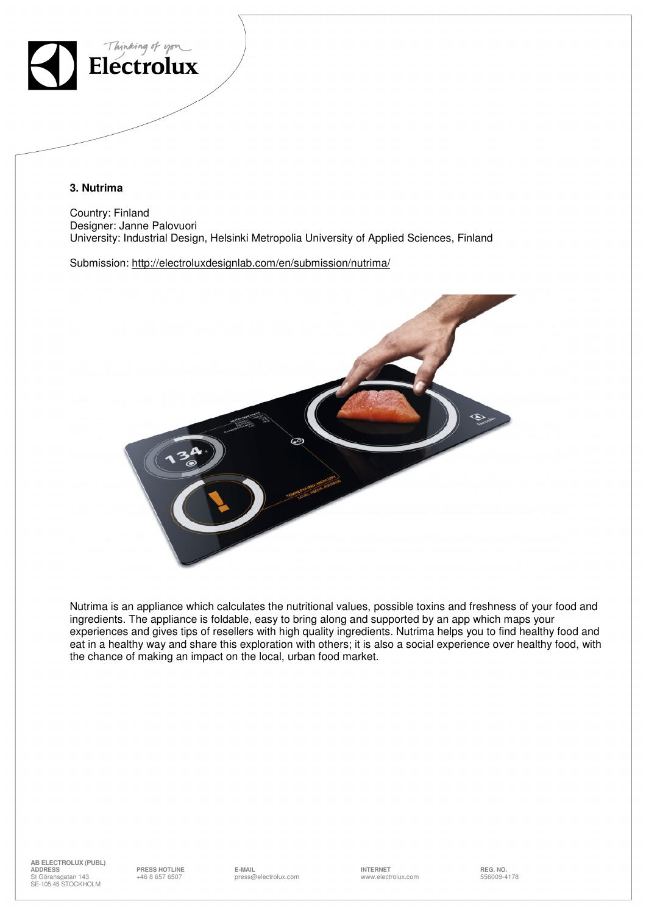### 3. Nutrima

Country: Finland
Designer: Janne Palovuori
University: Industrial Design, Helsinki Metropolia University of Applied Sciences, Finland

Submission: http://electroluxdesignlab.com/en/submission/nutrima/

Nutrima is an appliance which calculates the nutritional values, possible toxins and freshness of your food and ingredients. The appliance is foldable, easy to bring along and supported by an app which maps your experiences and gives tips of resellers with high quality ingredients. Nutrima helps you to find healthy food and eat in a healthy way and share this exploration with others; it is also a social experience over healthy food, with the chance of making an impact on the local, urban food market.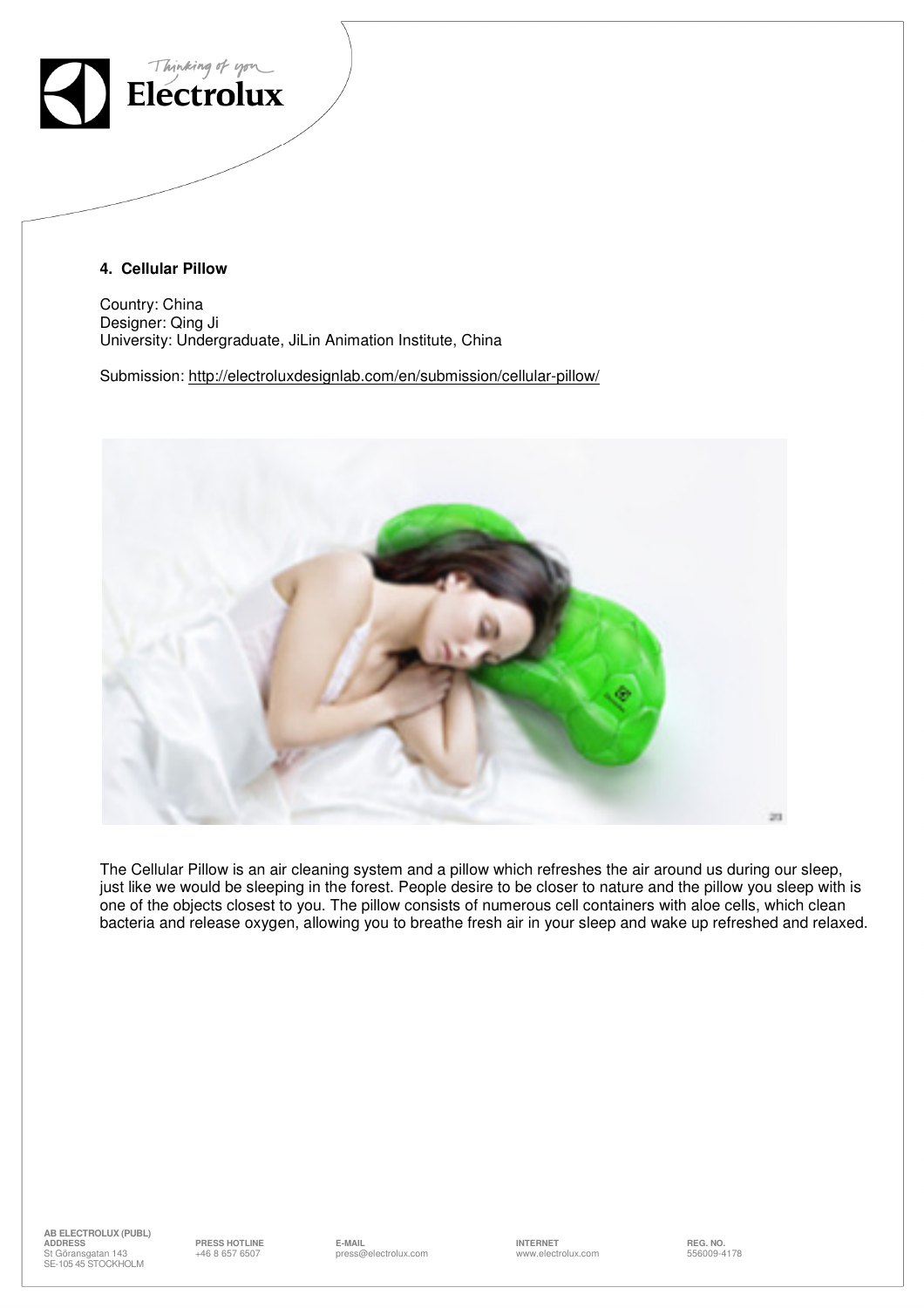## 4. Cellular Pillow

Country: China
Designer: Qing Ji
University: Undergraduate, JiLin Animation Institute, China

Submission: http://electroluxdesignlab.com/en/submission/cellular-pillow/

The Cellular Pillow is an air cleaning system and a pillow which refreshes the air around us during our sleep, just like we would be sleeping in the forest. People desire to be closer to nature and the pillow you sleep with is one of the objects closest to you. The pillow consists of numerous cell containers with aloe cells, which clean bacteria and release oxygen, allowing you to breathe fresh air in your sleep and wake up refreshed and relaxed.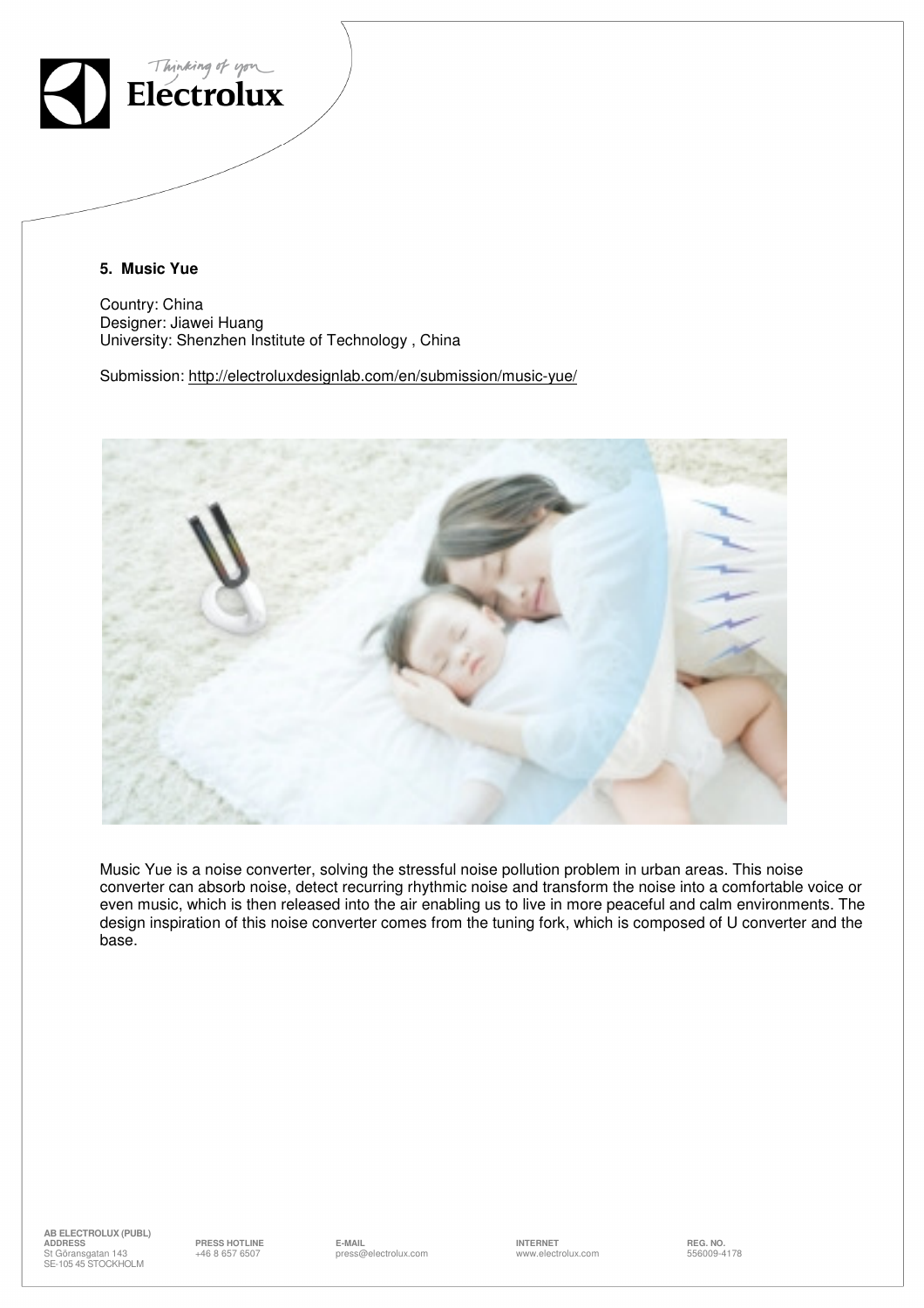## 5. Music Yue

Country: China
Designer: Jiawei Huang
University: Shenzhen Institute of Technology , China

Submission: http://electroluxdesignlab.com/en/submission/music-yue/

Music Yue is a noise converter, solving the stressful noise pollution problem in urban areas. This noise converter can absorb noise, detect recurring rhythmic noise and transform the noise into a comfortable voice or even music, which is then released into the air enabling us to live in more peaceful and calm environments. The design inspiration of this noise converter comes from the tuning fork, which is composed of U converter and the base.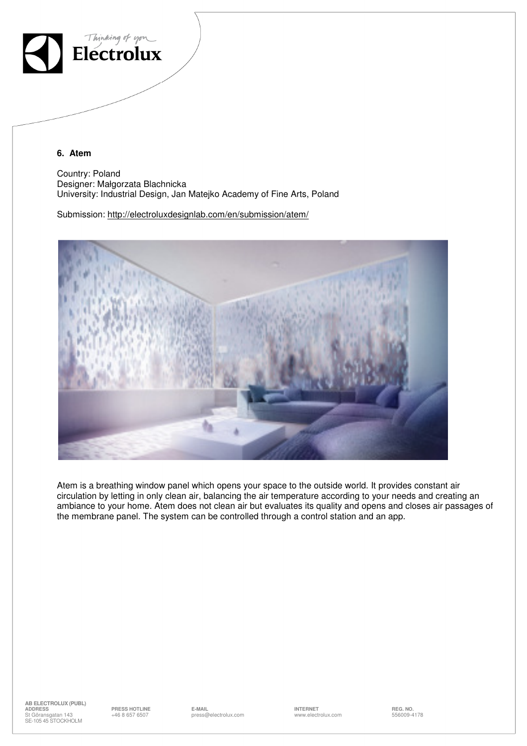### 6. Atem

Country: Poland
Designer: Małgorzata Blachnicka
University: Industrial Design, Jan Matejko Academy of Fine Arts, Poland

Submission: http://electroluxdesignlab.com/en/submission/atem/

Atem is a breathing window panel which opens your space to the outside world. It provides constant air circulation by letting in only clean air, balancing the air temperature according to your needs and creating an ambiance to your home. Atem does not clean air but evaluates its quality and opens and closes air passages of the membrane panel. The system can be controlled through a control station and an app.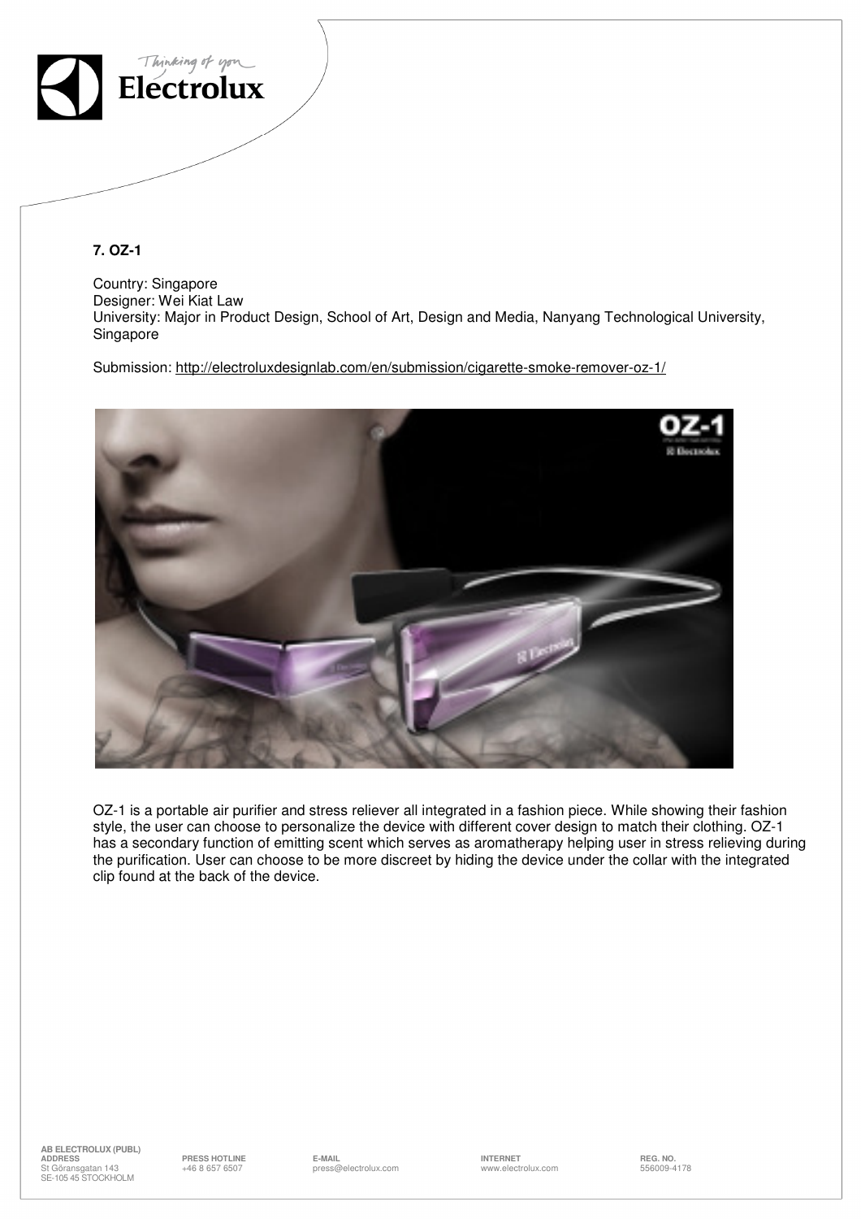### 7. OZ-1

Country: Singapore
Designer: Wei Kiat Law
University: Major in Product Design, School of Art, Design and Media, Nanyang Technological University, Singapore

Submission: http://electroluxdesignlab.com/en/submission/cigarette-smoke-remover-oz-1/

OZ-1 is a portable air purifier and stress reliever all integrated in a fashion piece. While showing their fashion style, the user can choose to personalize the device with different cover design to match their clothing. OZ-1 has a secondary function of emitting scent which serves as aromatherapy helping user in stress relieving during the purification. User can choose to be more discreet by hiding the device under the collar with the integrated clip found at the back of the device.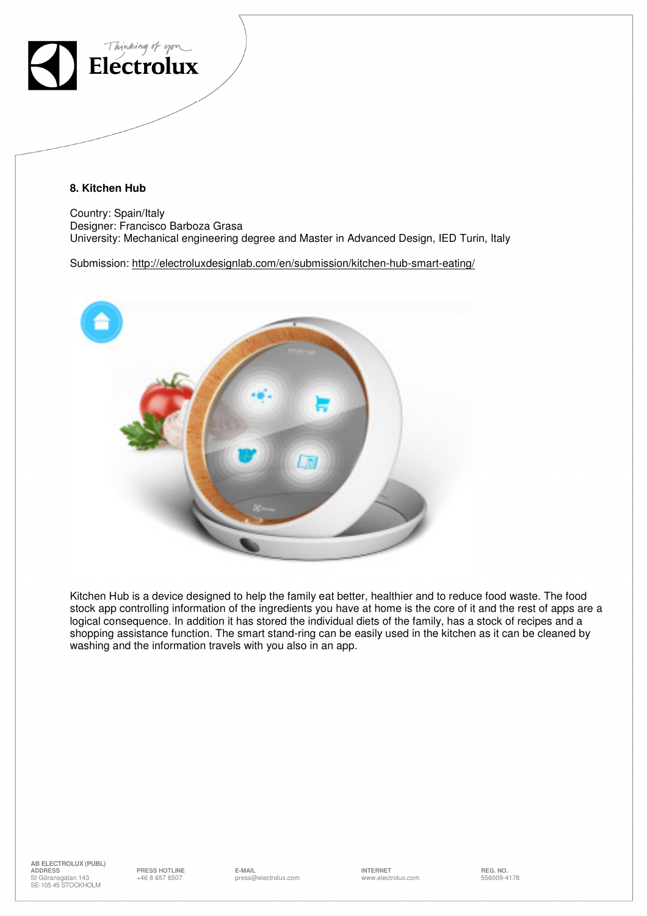## 8. Kitchen Hub

Country: Spain/Italy
Designer: Francisco Barboza Grasa
University: Mechanical engineering degree and Master in Advanced Design, IED Turin, Italy

Submission: http://electroluxdesignlab.com/en/submission/kitchen-hub-smart-eating/

Kitchen Hub is a device designed to help the family eat better, healthier and to reduce food waste. The food stock app controlling information of the ingredients you have at home is the core of it and the rest of apps are a logical consequence. In addition it has stored the individual diets of the family, has a stock of recipes and a shopping assistance function. The smart stand-ring can be easily used in the kitchen as it can be cleaned by washing and the information travels with you also in an app.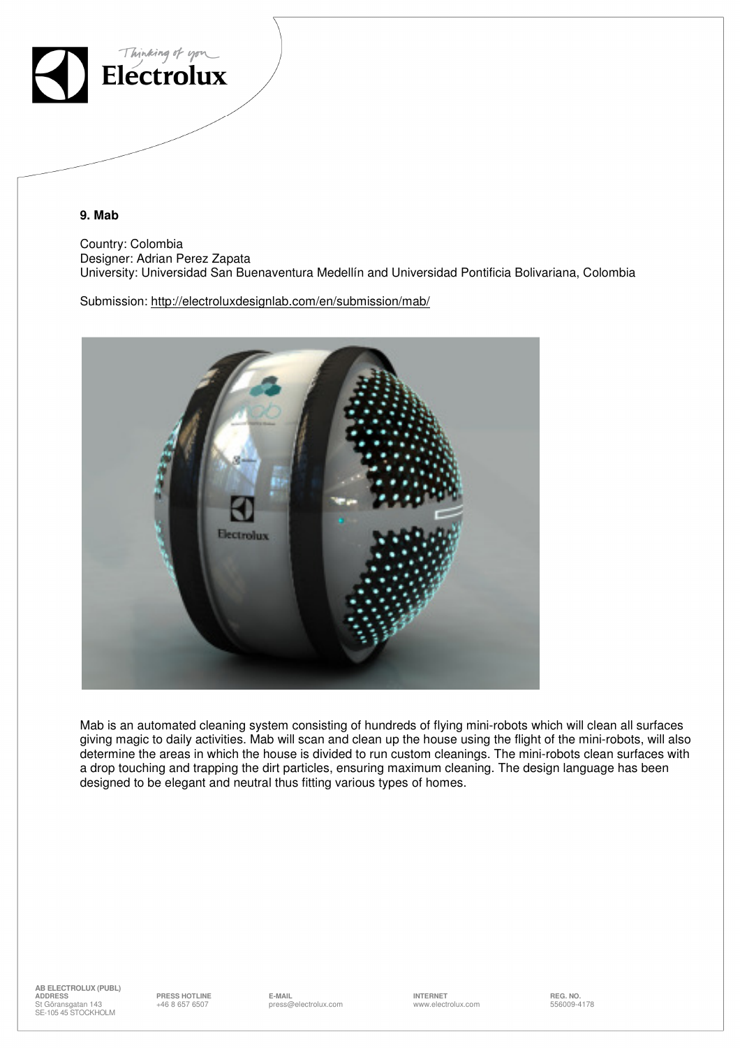**9. Mab**

Country: Colombia
Designer: Adrian Perez Zapata
University: Universidad San Buenaventura Medellín and Universidad Pontificia Bolivariana, Colombia

Submission: http://electroluxdesignlab.com/en/submission/mab/

Mab is an automated cleaning system consisting of hundreds of flying mini-robots which will clean all surfaces giving magic to daily activities. Mab will scan and clean up the house using the flight of the mini-robots, will also determine the areas in which the house is divided to run custom cleanings. The mini-robots clean surfaces with a drop touching and trapping the dirt particles, ensuring maximum cleaning. The design language has been designed to be elegant and neutral thus fitting various types of homes.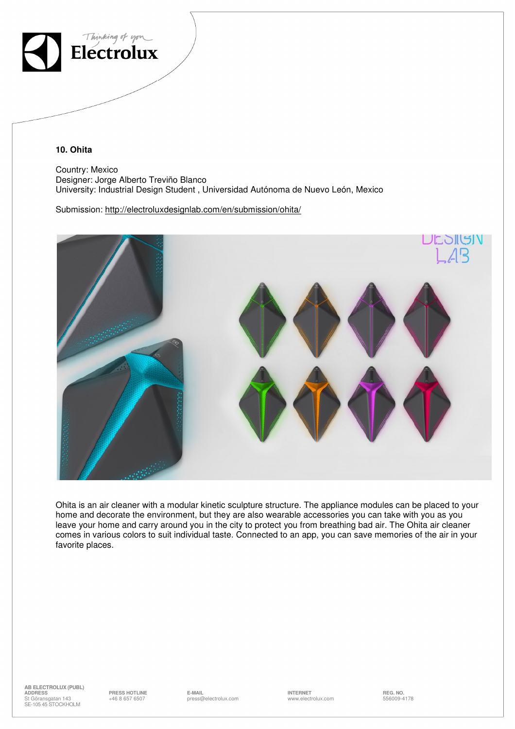## 10. Ohita

Country: Mexico
Designer: Jorge Alberto Treviño Blanco
University: Industrial Design Student , Universidad Autónoma de Nuevo León, Mexico

Submission: http://electroluxdesignlab.com/en/submission/ohita/

Ohita is an air cleaner with a modular kinetic sculpture structure. The appliance modules can be placed to your home and decorate the environment, but they are also wearable accessories you can take with you as you leave your home and carry around you in the city to protect you from breathing bad air. The Ohita air cleaner comes in various colors to suit individual taste. Connected to an app, you can save memories of the air in your favorite places.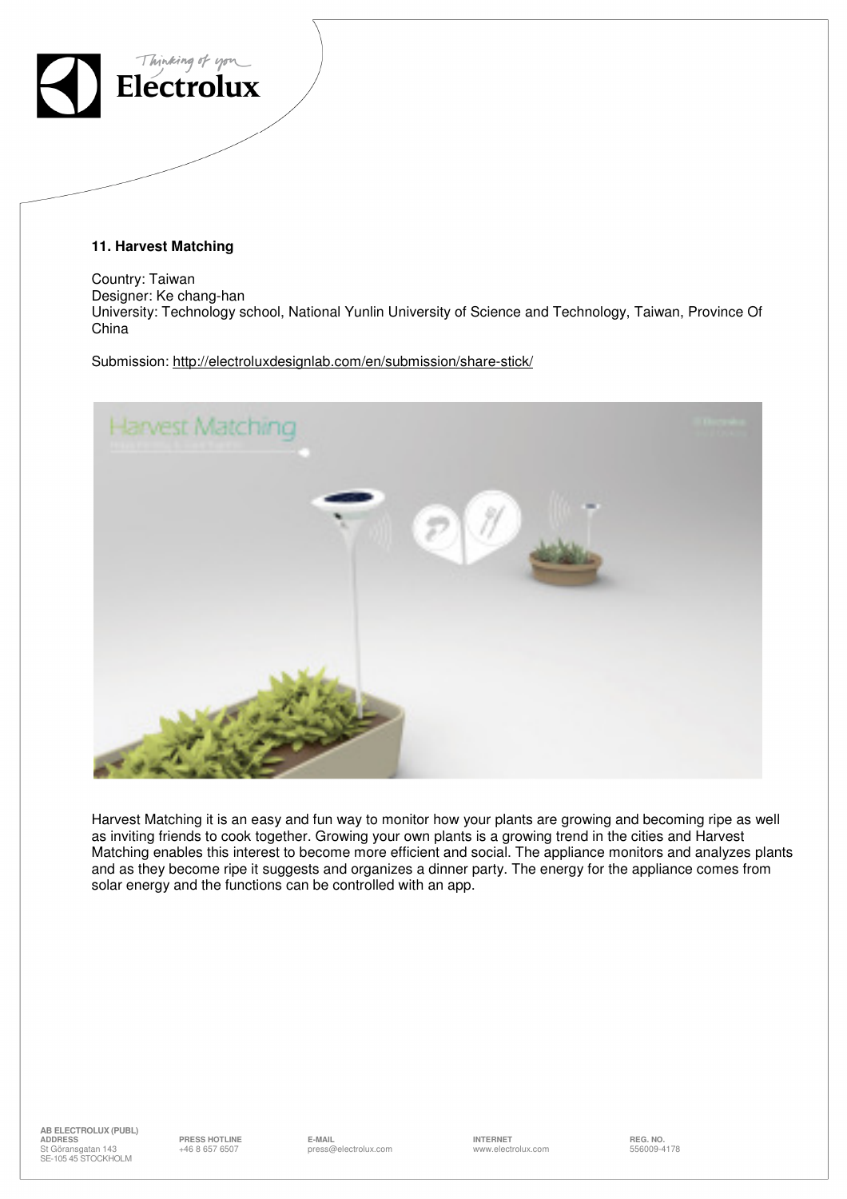## 11. Harvest Matching

Country: Taiwan
Designer: Ke chang-han
University: Technology school, National Yunlin University of Science and Technology, Taiwan, Province Of China

Submission: http://electroluxdesignlab.com/en/submission/share-stick/

Harvest Matching it is an easy and fun way to monitor how your plants are growing and becoming ripe as well as inviting friends to cook together. Growing your own plants is a growing trend in the cities and Harvest Matching enables this interest to become more efficient and social. The appliance monitors and analyzes plants and as they become ripe it suggests and organizes a dinner party. The energy for the appliance comes from solar energy and the functions can be controlled with an app.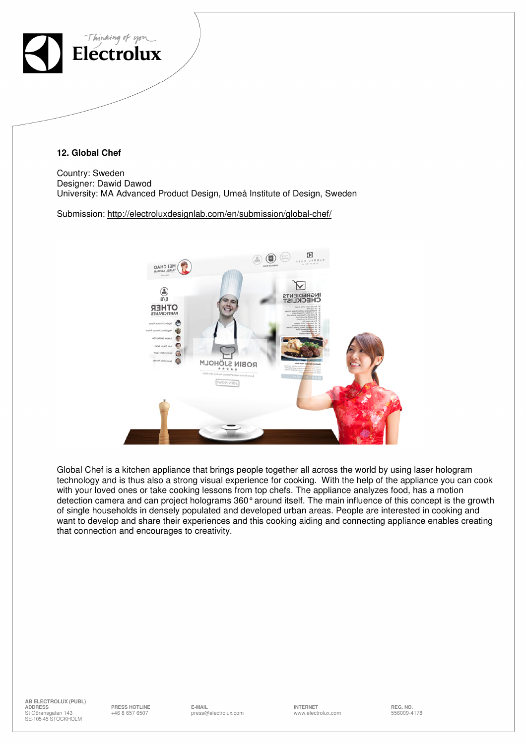## 12. Global Chef

Country: Sweden
Designer: Dawid Dawod
University: MA Advanced Product Design, Umeå Institute of Design, Sweden

Submission: http://electroluxdesignlab.com/en/submission/global-chef/

Global Chef is a kitchen appliance that brings people together all across the world by using laser hologram technology and is thus also a strong visual experience for cooking. With the help of the appliance you can cook with your loved ones or take cooking lessons from top chefs. The appliance analyzes food, has a motion detection camera and can project holograms 360° around itself. The main influence of this concept is the growth of single households in densely populated and developed urban areas. People are interested in cooking and want to develop and share their experiences and this cooking aiding and connecting appliance enables creating that connection and encourages to creativity.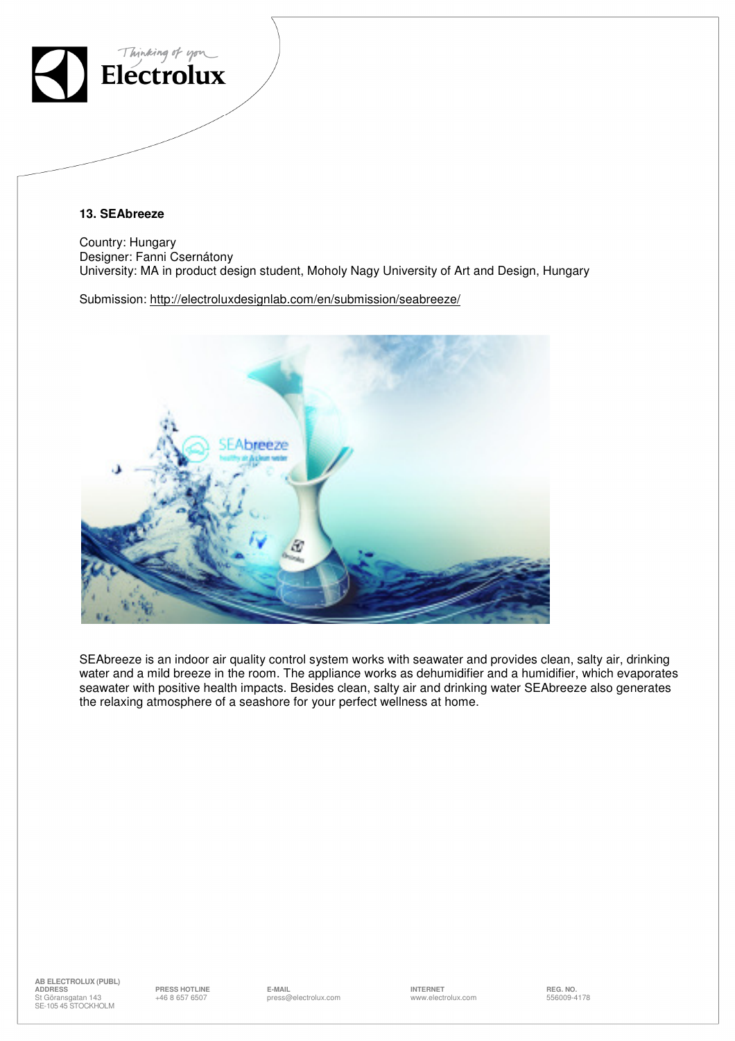**13. SEAbreeze**

Country: Hungary
Designer: Fanni Csernátony
University: MA in product design student, Moholy Nagy University of Art and Design, Hungary

Submission: http://electroluxdesignlab.com/en/submission/seabreeze/

SEAbreeze is an indoor air quality control system works with seawater and provides clean, salty air, drinking water and a mild breeze in the room. The appliance works as dehumidifier and a humidifier, which evaporates seawater with positive health impacts. Besides clean, salty air and drinking water SEAbreeze also generates the relaxing atmosphere of a seashore for your perfect wellness at home.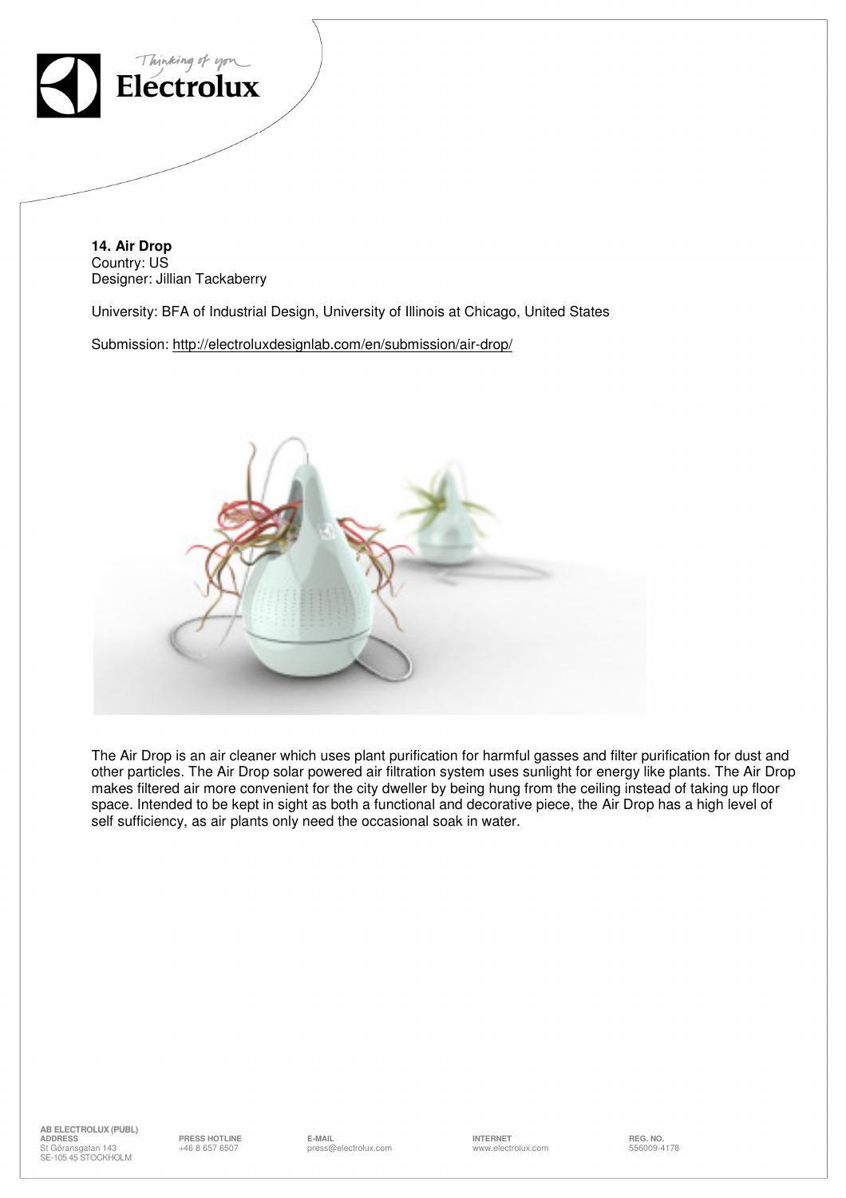**14. Air Drop**
Country: US
Designer: Jillian Tackaberry

University: BFA of Industrial Design, University of Illinois at Chicago, United States

Submission: http://electroluxdesignlab.com/en/submission/air-drop/

The Air Drop is an air cleaner which uses plant purification for harmful gasses and filter purification for dust and other particles. The Air Drop solar powered air filtration system uses sunlight for energy like plants. The Air Drop makes filtered air more convenient for the city dweller by being hung from the ceiling instead of taking up floor space. Intended to be kept in sight as both a functional and decorative piece, the Air Drop has a high level of self sufficiency, as air plants only need the occasional soak in water.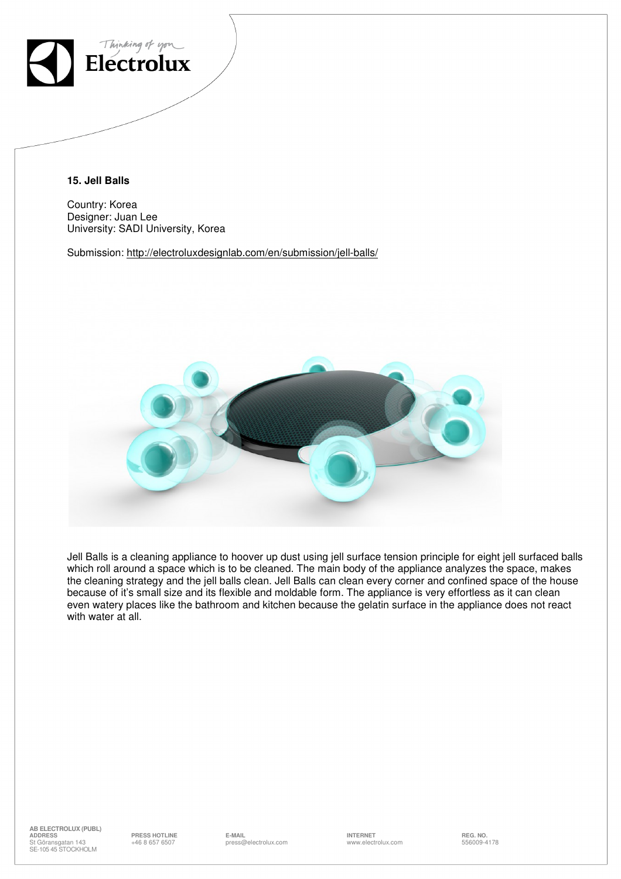### 15. Jell Balls

Country: Korea
Designer: Juan Lee
University: SADI University, Korea

Submission: http://electroluxdesignlab.com/en/submission/jell-balls/

Jell Balls is a cleaning appliance to hoover up dust using jell surface tension principle for eight jell surfaced balls which roll around a space which is to be cleaned. The main body of the appliance analyzes the space, makes the cleaning strategy and the jell balls clean. Jell Balls can clean every corner and confined space of the house because of it's small size and its flexible and moldable form. The appliance is very effortless as it can clean even watery places like the bathroom and kitchen because the gelatin surface in the appliance does not react with water at all.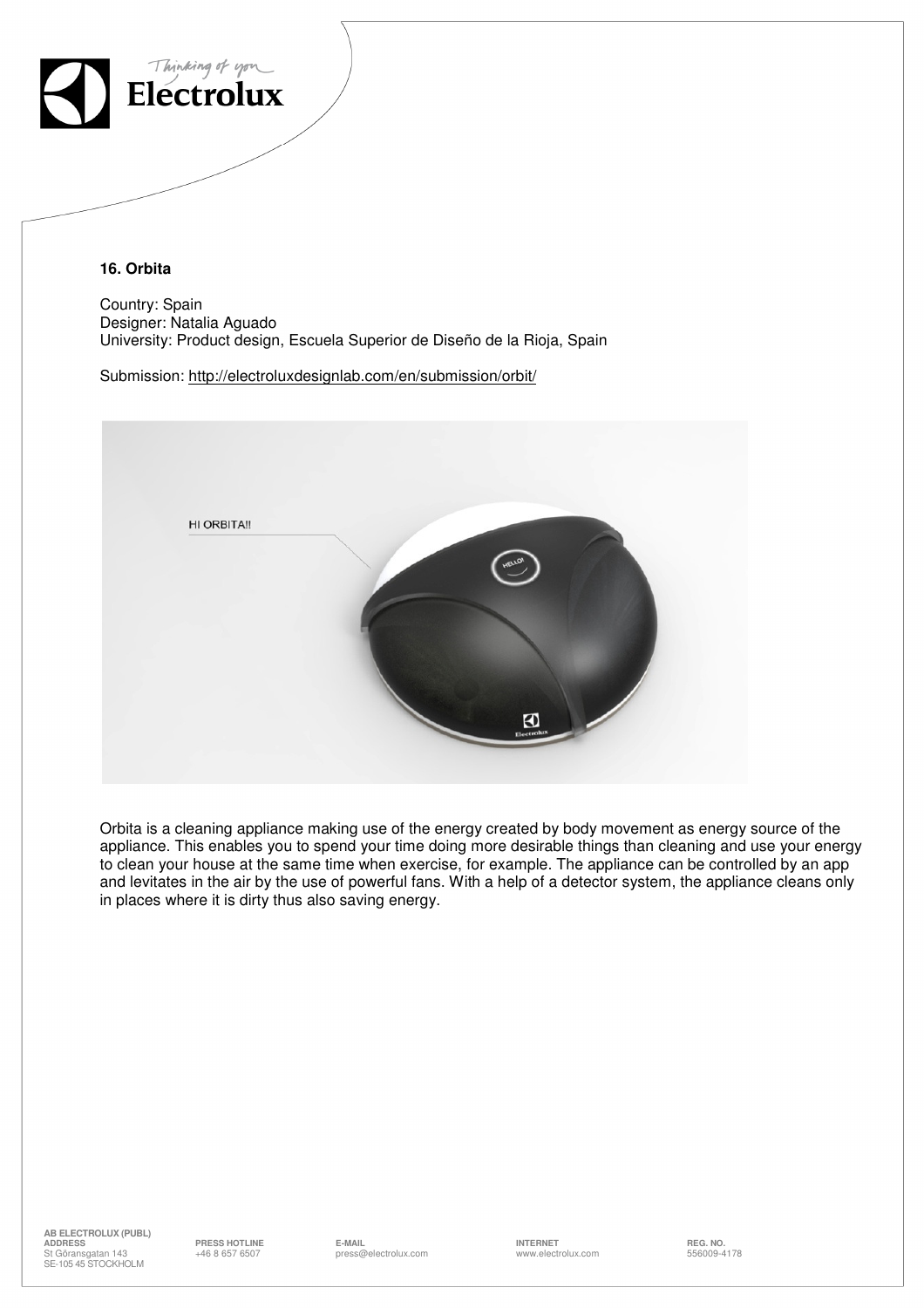### 16. Orbita

Country: Spain
Designer: Natalia Aguado
University: Product design, Escuela Superior de Diseño de la Rioja, Spain

Submission: http://electroluxdesignlab.com/en/submission/orbit/

Orbita is a cleaning appliance making use of the energy created by body movement as energy source of the appliance. This enables you to spend your time doing more desirable things than cleaning and use your energy to clean your house at the same time when exercise, for example. The appliance can be controlled by an app and levitates in the air by the use of powerful fans. With a help of a detector system, the appliance cleans only in places where it is dirty thus also saving energy.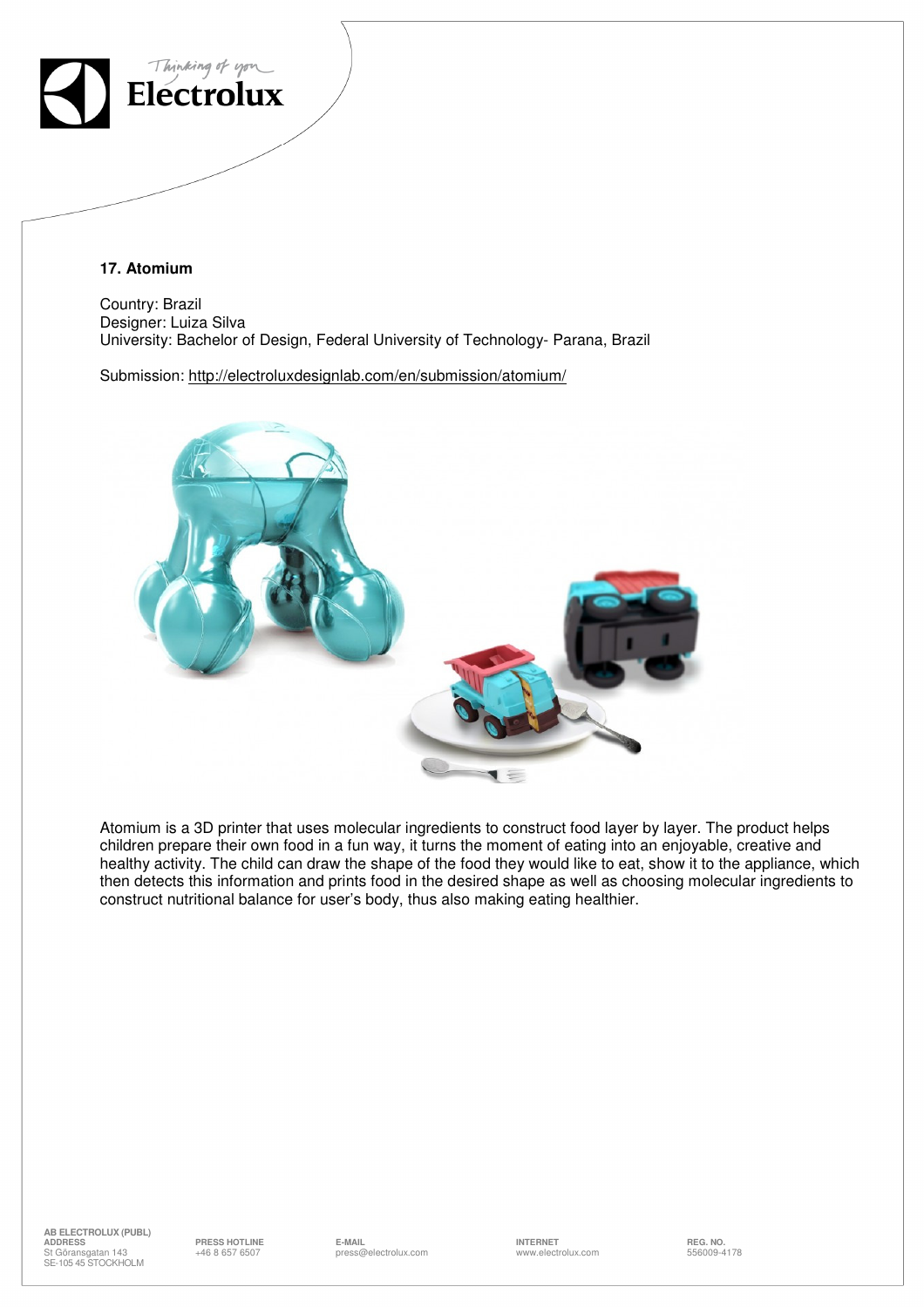**17. Atomium**

Country: Brazil
Designer: Luiza Silva
University: Bachelor of Design, Federal University of Technology- Parana, Brazil

Submission: http://electroluxdesignlab.com/en/submission/atomium/

Atomium is a 3D printer that uses molecular ingredients to construct food layer by layer. The product helps children prepare their own food in a fun way, it turns the moment of eating into an enjoyable, creative and healthy activity. The child can draw the shape of the food they would like to eat, show it to the appliance, which then detects this information and prints food in the desired shape as well as choosing molecular ingredients to construct nutritional balance for user's body, thus also making eating healthier.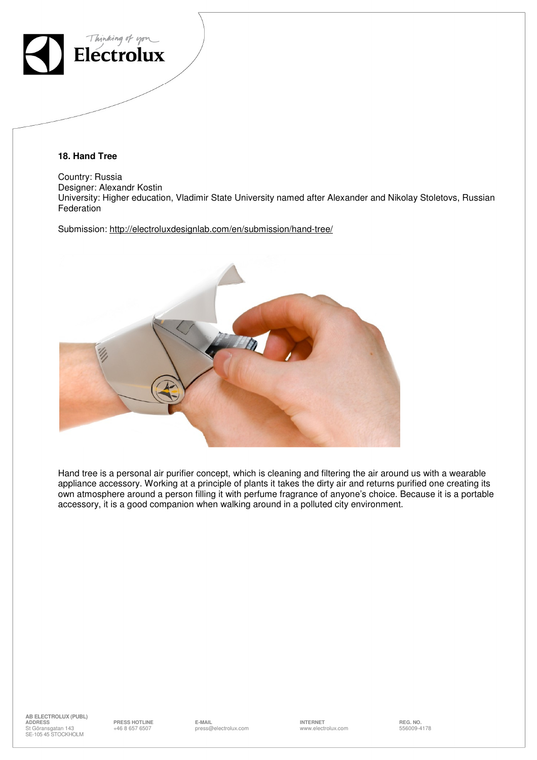## 18. Hand Tree

Country: Russia
Designer: Alexandr Kostin
University: Higher education, Vladimir State University named after Alexander and Nikolay Stoletovs, Russian Federation

Submission: http://electroluxdesignlab.com/en/submission/hand-tree/

Hand tree is a personal air purifier concept, which is cleaning and filtering the air around us with a wearable appliance accessory. Working at a principle of plants it takes the dirty air and returns purified one creating its own atmosphere around a person filling it with perfume fragrance of anyone's choice. Because it is a portable accessory, it is a good companion when walking around in a polluted city environment.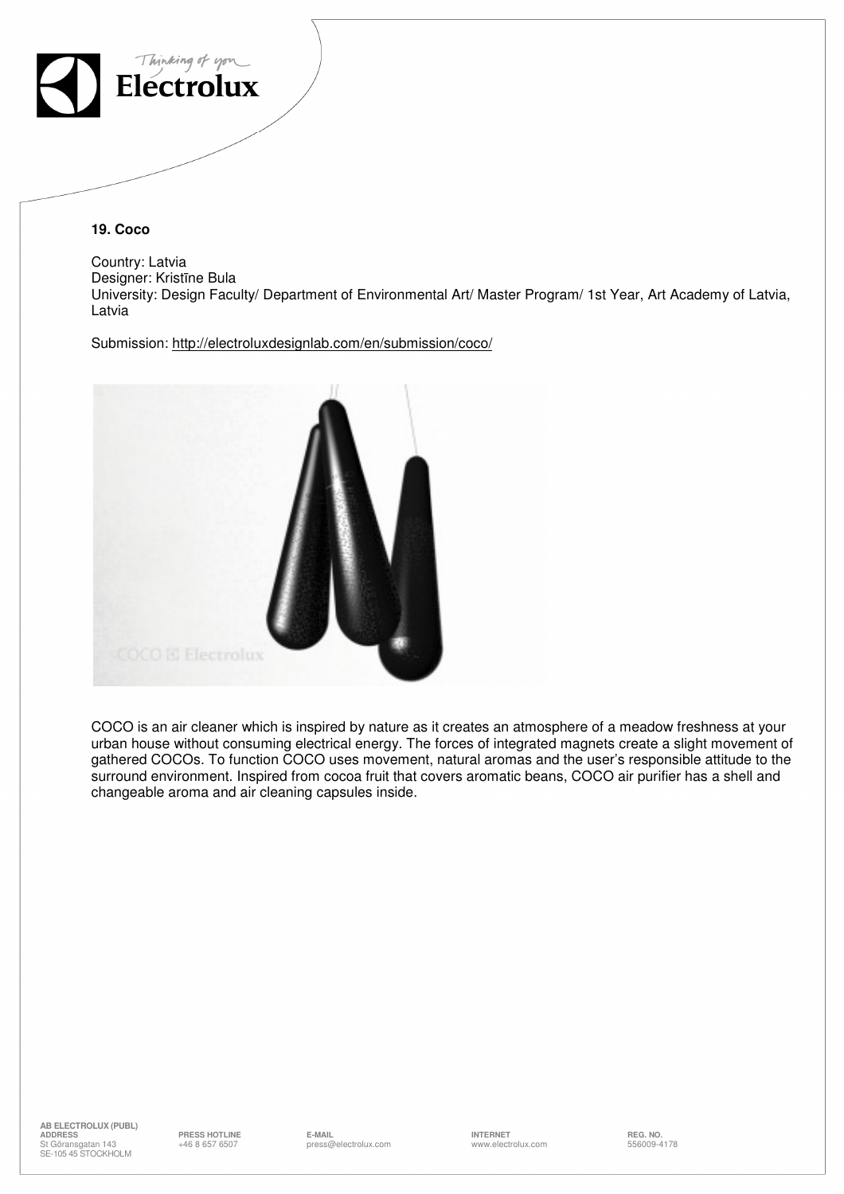## 19. Coco

Country: Latvia
Designer: Kristīne Bula
University: Design Faculty/ Department of Environmental Art/ Master Program/ 1st Year, Art Academy of Latvia, Latvia

Submission: http://electroluxdesignlab.com/en/submission/coco/

COCO is an air cleaner which is inspired by nature as it creates an atmosphere of a meadow freshness at your urban house without consuming electrical energy. The forces of integrated magnets create a slight movement of gathered COCOs. To function COCO uses movement, natural aromas and the user's responsible attitude to the surround environment. Inspired from cocoa fruit that covers aromatic beans, COCO air purifier has a shell and changeable aroma and air cleaning capsules inside.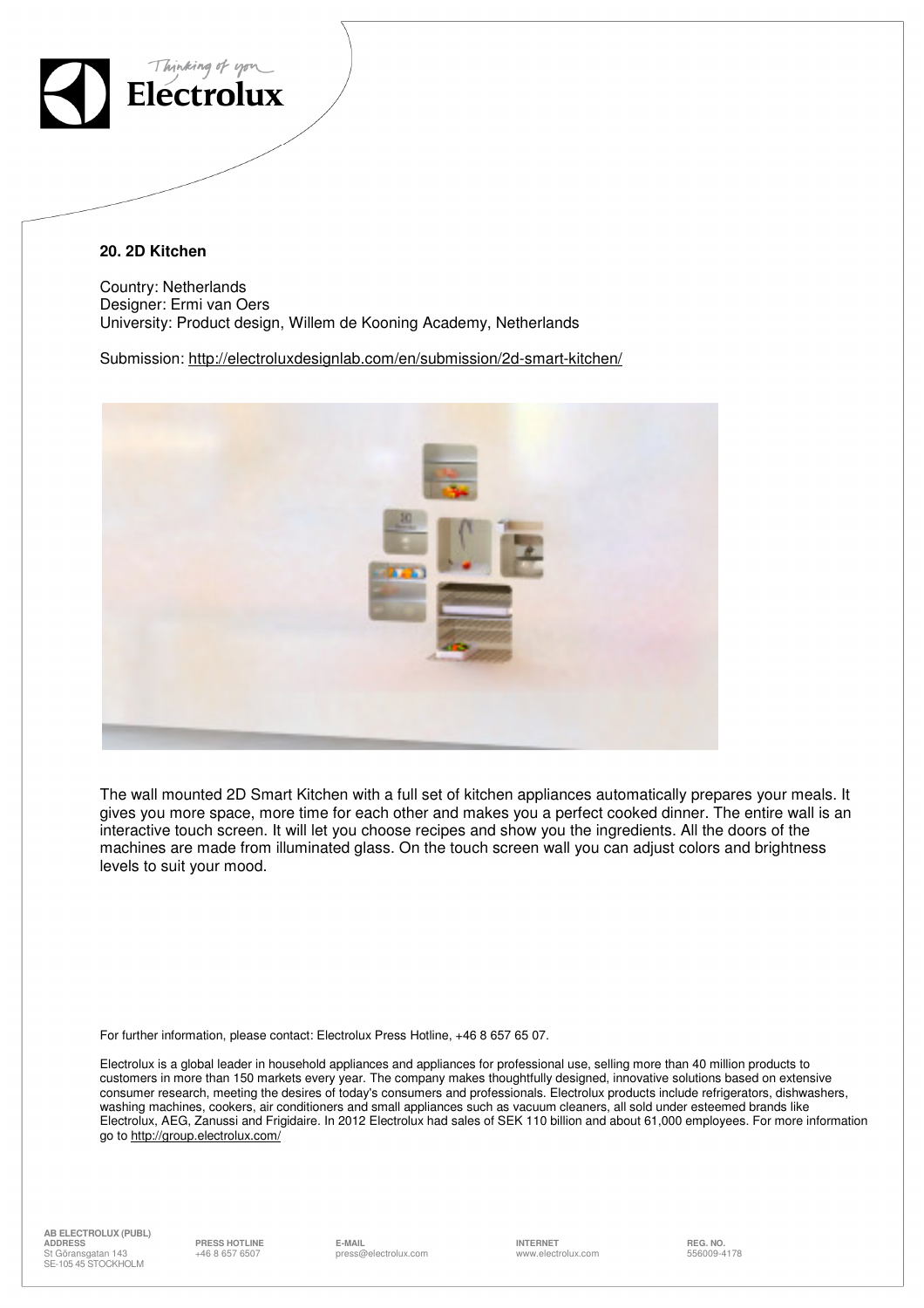## 20. 2D Kitchen

Country: Netherlands
Designer: Ermi van Oers
University: Product design, Willem de Kooning Academy, Netherlands

Submission: http://electroluxdesignlab.com/en/submission/2d-smart-kitchen/

The wall mounted 2D Smart Kitchen with a full set of kitchen appliances automatically prepares your meals. It gives you more space, more time for each other and makes you a perfect cooked dinner. The entire wall is an interactive touch screen. It will let you choose recipes and show you the ingredients. All the doors of the machines are made from illuminated glass. On the touch screen wall you can adjust colors and brightness levels to suit your mood.

For further information, please contact: Electrolux Press Hotline, +46 8 657 65 07.

Electrolux is a global leader in household appliances and appliances for professional use, selling more than 40 million products to customers in more than 150 markets every year. The company makes thoughtfully designed, innovative solutions based on extensive consumer research, meeting the desires of today's consumers and professionals. Electrolux products include refrigerators, dishwashers, washing machines, cookers, air conditioners and small appliances such as vacuum cleaners, all sold under esteemed brands like Electrolux, AEG, Zanussi and Frigidaire. In 2012 Electrolux had sales of SEK 110 billion and about 61,000 employees. For more information go to http://group.electrolux.com/